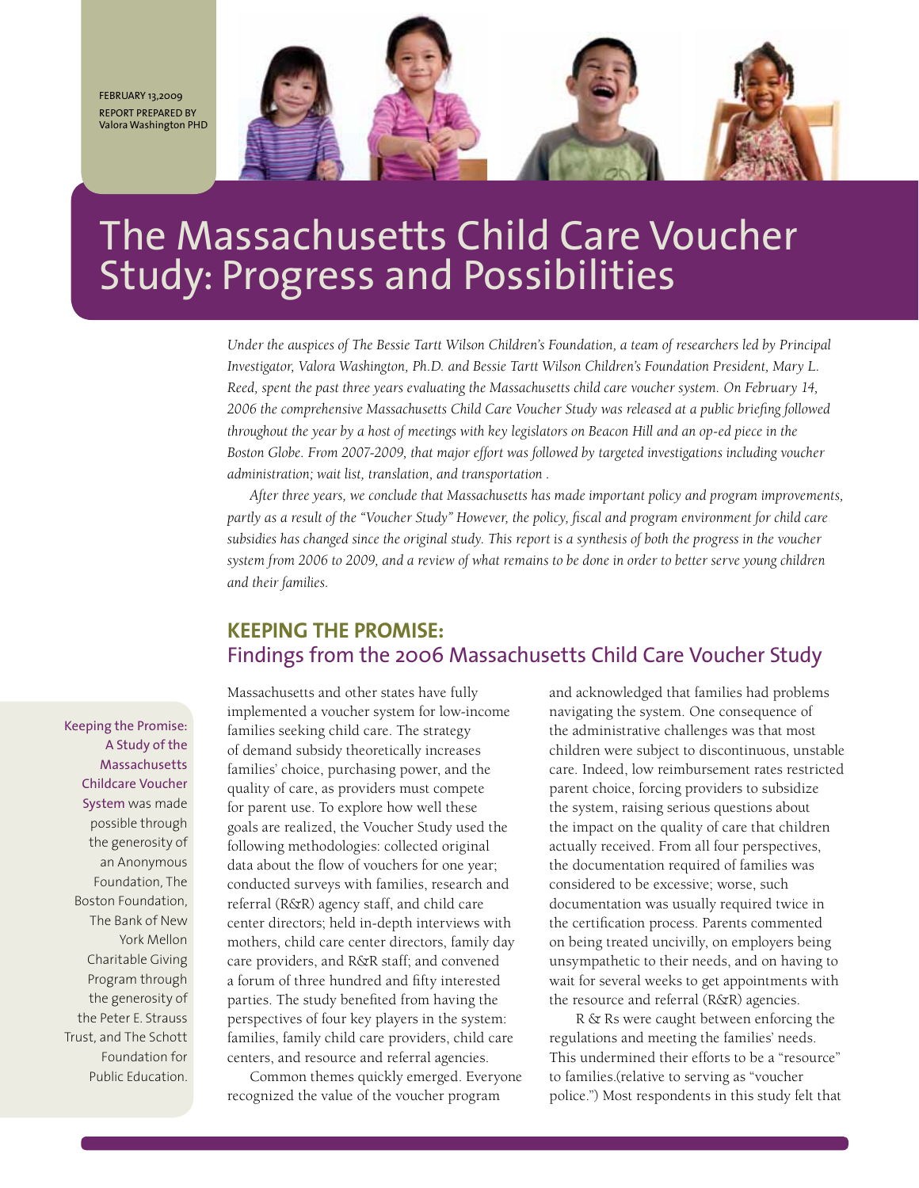FEBRUARY 13,2009
REPORT PREPARED BY
Valora Washington PHD

# The Massachusetts Child Care Voucher Study: Progress and Possibilities

*Under the auspices of The Bessie Tartt Wilson Children's Foundation, a team of researchers led by Principal Investigator, Valora Washington, Ph.D. and Bessie Tartt Wilson Children's Foundation President, Mary L. Reed, spent the past three years evaluating the Massachusetts child care voucher system. On February 14, 2006 the comprehensive Massachusetts Child Care Voucher Study was released at a public briefing followed throughout the year by a host of meetings with key legislators on Beacon Hill and an op-ed piece in the Boston Globe. From 2007-2009, that major effort was followed by targeted investigations including voucher administration; wait list, translation, and transportation .*

*After three years, we conclude that Massachusetts has made important policy and program improvements, partly as a result of the "Voucher Study" However, the policy, fiscal and program environment for child care subsidies has changed since the original study. This report is a synthesis of both the progress in the voucher system from 2006 to 2009, and a review of what remains to be done in order to better serve young children and their families.*

## KEEPING THE PROMISE:
## Findings from the 2006 Massachusetts Child Care Voucher Study

Keeping the Promise: A Study of the Massachusetts Childcare Voucher System was made possible through the generosity of an Anonymous Foundation, The Boston Foundation, The Bank of New York Mellon Charitable Giving Program through the generosity of the Peter E. Strauss Trust, and The Schott Foundation for Public Education.

Massachusetts and other states have fully implemented a voucher system for low-income families seeking child care. The strategy of demand subsidy theoretically increases families' choice, purchasing power, and the quality of care, as providers must compete for parent use. To explore how well these goals are realized, the Voucher Study used the following methodologies: collected original data about the flow of vouchers for one year; conducted surveys with families, research and referral (R&R) agency staff, and child care center directors; held in-depth interviews with mothers, child care center directors, family day care providers, and R&R staff; and convened a forum of three hundred and fifty interested parties. The study benefited from having the perspectives of four key players in the system: families, family child care providers, child care centers, and resource and referral agencies.

Common themes quickly emerged. Everyone recognized the value of the voucher program and acknowledged that families had problems navigating the system. One consequence of the administrative challenges was that most children were subject to discontinuous, unstable care. Indeed, low reimbursement rates restricted parent choice, forcing providers to subsidize the system, raising serious questions about the impact on the quality of care that children actually received. From all four perspectives, the documentation required of families was considered to be excessive; worse, such documentation was usually required twice in the certification process. Parents commented on being treated uncivilly, on employers being unsympathetic to their needs, and on having to wait for several weeks to get appointments with the resource and referral (R&R) agencies.

R & Rs were caught between enforcing the regulations and meeting the families' needs. This undermined their efforts to be a "resource" to families.(relative to serving as "voucher police.") Most respondents in this study felt that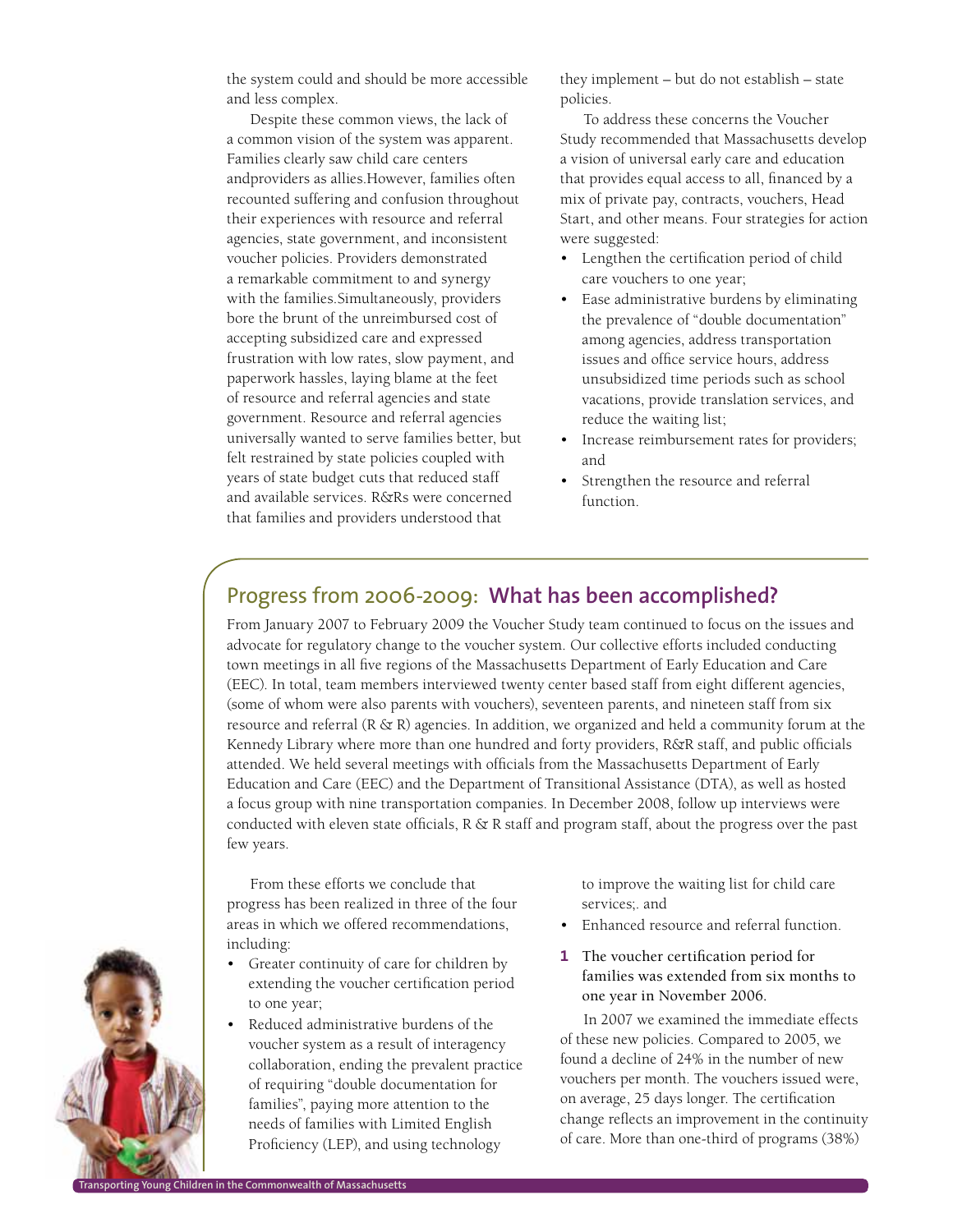the system could and should be more accessible and less complex.

Despite these common views, the lack of a common vision of the system was apparent. Families clearly saw child care centers andproviders as allies.However, families often recounted suffering and confusion throughout their experiences with resource and referral agencies, state government, and inconsistent voucher policies. Providers demonstrated a remarkable commitment to and synergy with the families.Simultaneously, providers bore the brunt of the unreimbursed cost of accepting subsidized care and expressed frustration with low rates, slow payment, and paperwork hassles, laying blame at the feet of resource and referral agencies and state government. Resource and referral agencies universally wanted to serve families better, but felt restrained by state policies coupled with years of state budget cuts that reduced staff and available services. R&Rs were concerned that families and providers understood that they implement – but do not establish – state policies.

To address these concerns the Voucher Study recommended that Massachusetts develop a vision of universal early care and education that provides equal access to all, financed by a mix of private pay, contracts, vouchers, Head Start, and other means. Four strategies for action were suggested:

- Lengthen the certification period of child care vouchers to one year;
- Ease administrative burdens by eliminating the prevalence of "double documentation" among agencies, address transportation issues and office service hours, address unsubsidized time periods such as school vacations, provide translation services, and reduce the waiting list;
- Increase reimbursement rates for providers; and
- Strengthen the resource and referral function.

## Progress from 2006-2009: What has been accomplished?

From January 2007 to February 2009 the Voucher Study team continued to focus on the issues and advocate for regulatory change to the voucher system. Our collective efforts included conducting town meetings in all five regions of the Massachusetts Department of Early Education and Care (EEC). In total, team members interviewed twenty center based staff from eight different agencies, (some of whom were also parents with vouchers), seventeen parents, and nineteen staff from six resource and referral (R & R) agencies. In addition, we organized and held a community forum at the Kennedy Library where more than one hundred and forty providers, R&R staff, and public officials attended. We held several meetings with officials from the Massachusetts Department of Early Education and Care (EEC) and the Department of Transitional Assistance (DTA), as well as hosted a focus group with nine transportation companies. In December 2008, follow up interviews were conducted with eleven state officials, R & R staff and program staff, about the progress over the past few years.

From these efforts we conclude that progress has been realized in three of the four areas in which we offered recommendations, including:

- Greater continuity of care for children by extending the voucher certification period to one year;
- Reduced administrative burdens of the voucher system as a result of interagency collaboration, ending the prevalent practice of requiring "double documentation for families", paying more attention to the needs of families with Limited English Proficiency (LEP), and using technology to improve the waiting list for child care services;. and
- Enhanced resource and referral function.

**1 The voucher certification period for families was extended from six months to one year in November 2006.**

In 2007 we examined the immediate effects of these new policies. Compared to 2005, we found a decline of 24% in the number of new vouchers per month. The vouchers issued were, on average, 25 days longer. The certification change reflects an improvement in the continuity of care. More than one-third of programs (38%)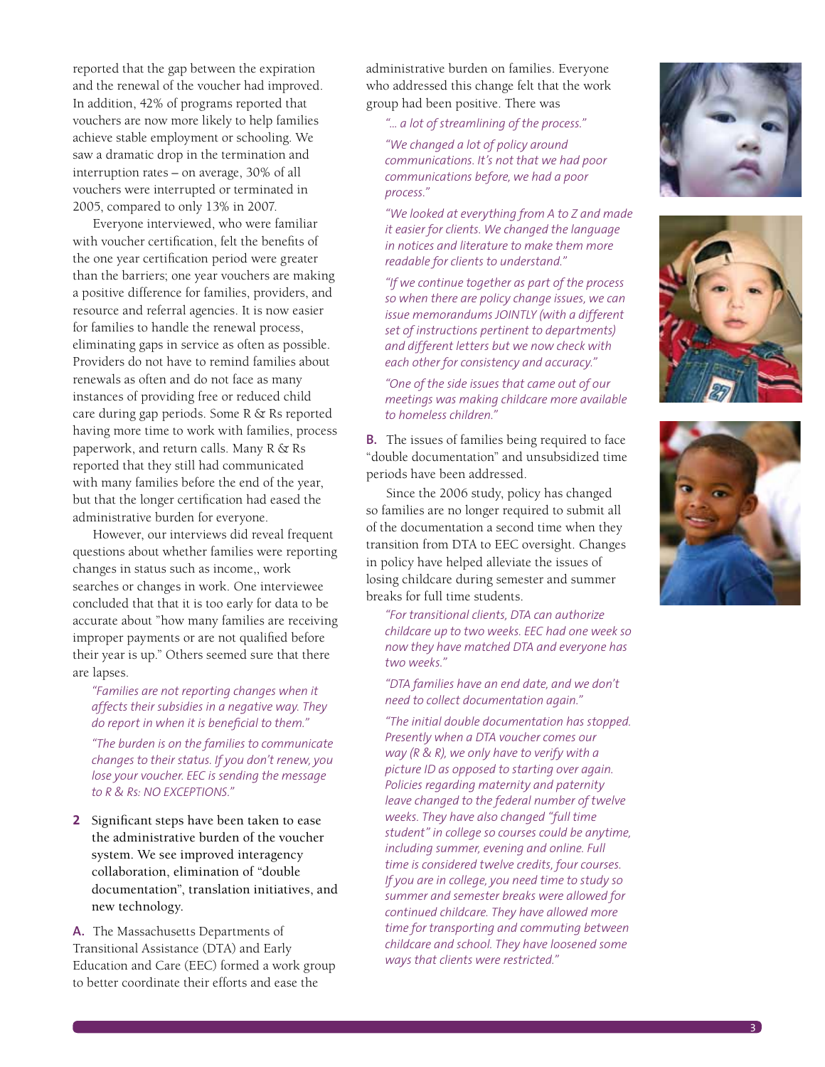reported that the gap between the expiration and the renewal of the voucher had improved. In addition, 42% of programs reported that vouchers are now more likely to help families achieve stable employment or schooling. We saw a dramatic drop in the termination and interruption rates – on average, 30% of all vouchers were interrupted or terminated in 2005, compared to only 13% in 2007.

Everyone interviewed, who were familiar with voucher certification, felt the benefits of the one year certification period were greater than the barriers; one year vouchers are making a positive difference for families, providers, and resource and referral agencies. It is now easier for families to handle the renewal process, eliminating gaps in service as often as possible. Providers do not have to remind families about renewals as often and do not face as many instances of providing free or reduced child care during gap periods. Some R & Rs reported having more time to work with families, process paperwork, and return calls. Many R & Rs reported that they still had communicated with many families before the end of the year, but that the longer certification had eased the administrative burden for everyone.

However, our interviews did reveal frequent questions about whether families were reporting changes in status such as income,, work searches or changes in work. One interviewee concluded that that it is too early for data to be accurate about "how many families are receiving improper payments or are not qualified before their year is up." Others seemed sure that there are lapses.

> *"Families are not reporting changes when it affects their subsidies in a negative way. They do report in when it is beneficial to them."*
>
> *"The burden is on the families to communicate changes to their status. If you don't renew, you lose your voucher. EEC is sending the message to R & Rs: NO EXCEPTIONS."*

**2** Significant steps have been taken to ease the administrative burden of the voucher system. We see improved interagency collaboration, elimination of "double documentation", translation initiatives, and new technology.

**A.** The Massachusetts Departments of Transitional Assistance (DTA) and Early Education and Care (EEC) formed a work group to better coordinate their efforts and ease the administrative burden on families. Everyone who addressed this change felt that the work group had been positive. There was

> *"… a lot of streamlining of the process."*
>
> *"We changed a lot of policy around communications. It's not that we had poor communications before, we had a poor process."*
>
> *"We looked at everything from A to Z and made it easier for clients. We changed the language in notices and literature to make them more readable for clients to understand."*
>
> *"If we continue together as part of the process so when there are policy change issues, we can issue memorandums JOINTLY (with a different set of instructions pertinent to departments) and different letters but we now check with each other for consistency and accuracy."*
>
> *"One of the side issues that came out of our meetings was making childcare more available to homeless children."*

**B.** The issues of families being required to face "double documentation" and unsubsidized time periods have been addressed.

Since the 2006 study, policy has changed so families are no longer required to submit all of the documentation a second time when they transition from DTA to EEC oversight. Changes in policy have helped alleviate the issues of losing childcare during semester and summer breaks for full time students.

> *"For transitional clients, DTA can authorize childcare up to two weeks. EEC had one week so now they have matched DTA and everyone has two weeks."*
>
> *"DTA families have an end date, and we don't need to collect documentation again."*
>
> *"The initial double documentation has stopped. Presently when a DTA voucher comes our way (R & R), we only have to verify with a picture ID as opposed to starting over again. Policies regarding maternity and paternity leave changed to the federal number of twelve weeks. They have also changed "full time student" in college so courses could be anytime, including summer, evening and online. Full time is considered twelve credits, four courses. If you are in college, you need time to study so summer and semester breaks were allowed for continued childcare. They have allowed more time for transporting and commuting between childcare and school. They have loosened some ways that clients were restricted."*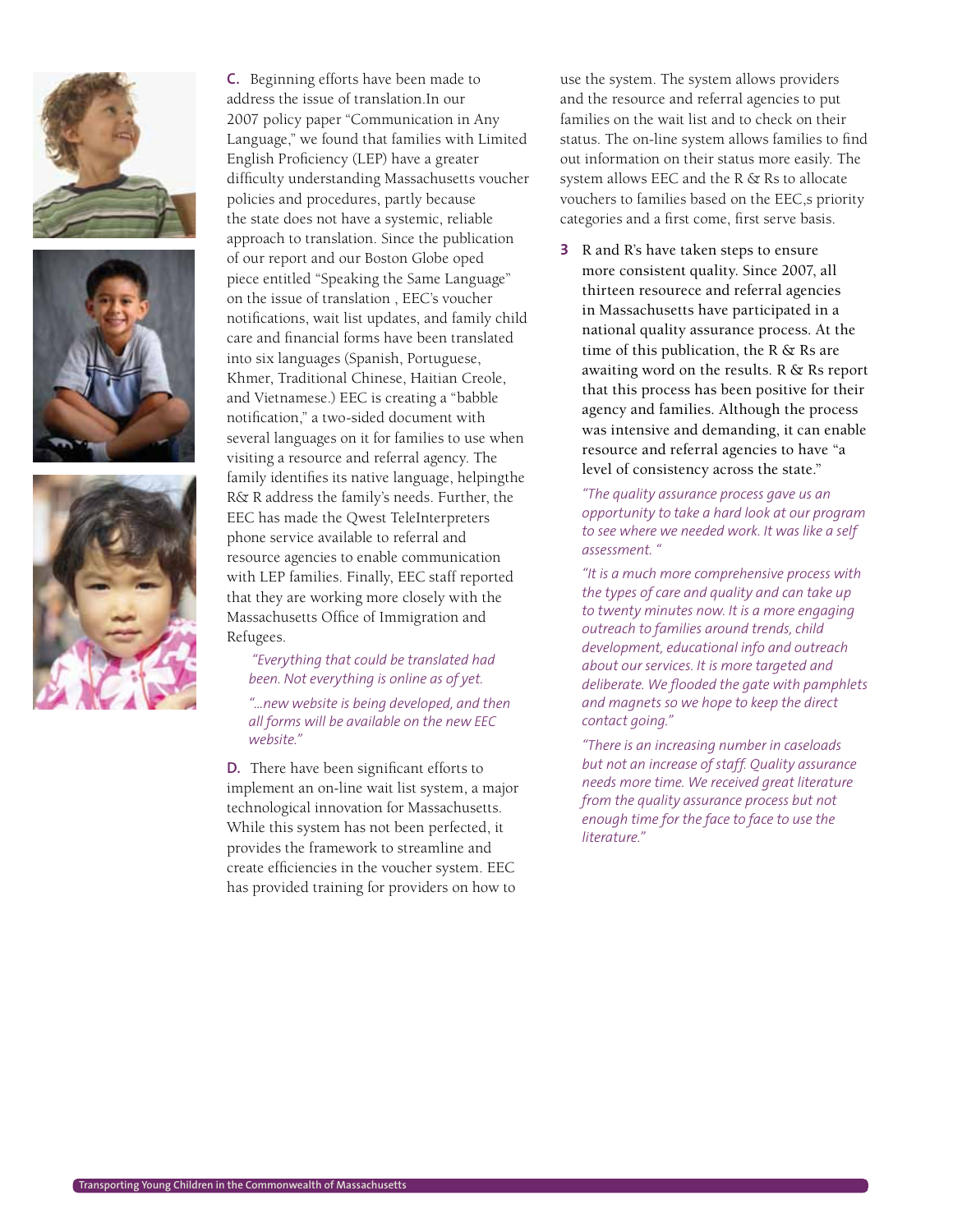**C.** Beginning efforts have been made to address the issue of translation.In our 2007 policy paper "Communication in Any Language," we found that families with Limited English Proficiency (LEP) have a greater difficulty understanding Massachusetts voucher policies and procedures, partly because the state does not have a systemic, reliable approach to translation. Since the publication of our report and our Boston Globe oped piece entitled "Speaking the Same Language" on the issue of translation , EEC's voucher notifications, wait list updates, and family child care and financial forms have been translated into six languages (Spanish, Portuguese, Khmer, Traditional Chinese, Haitian Creole, and Vietnamese.) EEC is creating a "babble notification," a two-sided document with several languages on it for families to use when visiting a resource and referral agency. The family identifies its native language, helpingthe R& R address the family's needs. Further, the EEC has made the Qwest TeleInterpreters phone service available to referral and resource agencies to enable communication with LEP families. Finally, EEC staff reported that they are working more closely with the Massachusetts Office of Immigration and Refugees.

> *"Everything that could be translated had been. Not everything is online as of yet.*
>
> *"...new website is being developed, and then all forms will be available on the new EEC website."*

**D.** There have been significant efforts to implement an on-line wait list system, a major technological innovation for Massachusetts. While this system has not been perfected, it provides the framework to streamline and create efficiencies in the voucher system. EEC has provided training for providers on how to use the system. The system allows providers and the resource and referral agencies to put families on the wait list and to check on their status. The on-line system allows families to find out information on their status more easily. The system allows EEC and the R & Rs to allocate vouchers to families based on the EEC,s priority categories and a first come, first serve basis.

**3** R and R's have taken steps to ensure more consistent quality. Since 2007, all thirteen resourece and referral agencies in Massachusetts have participated in a national quality assurance process. At the time of this publication, the R & Rs are awaiting word on the results. R & Rs report that this process has been positive for their agency and families. Although the process was intensive and demanding, it can enable resource and referral agencies to have "a level of consistency across the state."

> *"The quality assurance process gave us an opportunity to take a hard look at our program to see where we needed work. It was like a self assessment. "*
>
> *"It is a much more comprehensive process with the types of care and quality and can take up to twenty minutes now. It is a more engaging outreach to families around trends, child development, educational info and outreach about our services. It is more targeted and deliberate. We flooded the gate with pamphlets and magnets so we hope to keep the direct contact going."*
>
> *"There is an increasing number in caseloads but not an increase of staff. Quality assurance needs more time. We received great literature from the quality assurance process but not enough time for the face to face to use the literature."*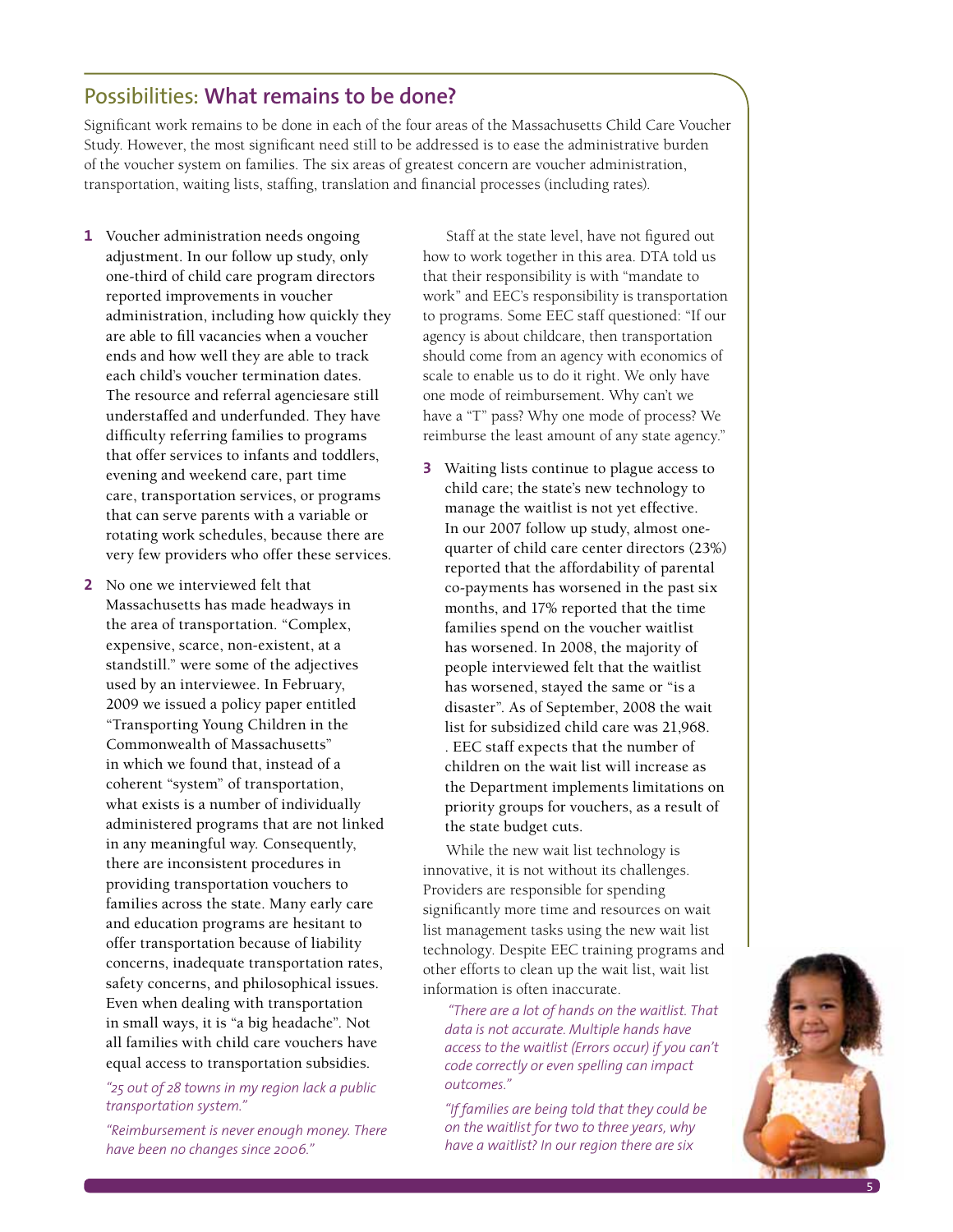## Possibilities: **What remains to be done?**

Significant work remains to be done in each of the four areas of the Massachusetts Child Care Voucher Study. However, the most significant need still to be addressed is to ease the administrative burden of the voucher system on families. The six areas of greatest concern are voucher administration, transportation, waiting lists, staffing, translation and financial processes (including rates).

**1** Voucher administration needs ongoing adjustment. In our follow up study, only one-third of child care program directors reported improvements in voucher administration, including how quickly they are able to fill vacancies when a voucher ends and how well they are able to track each child's voucher termination dates. The resource and referral agenciesare still understaffed and underfunded. They have difficulty referring families to programs that offer services to infants and toddlers, evening and weekend care, part time care, transportation services, or programs that can serve parents with a variable or rotating work schedules, because there are very few providers who offer these services.

**2** No one we interviewed felt that Massachusetts has made headways in the area of transportation. "Complex, expensive, scarce, non-existent, at a standstill." were some of the adjectives used by an interviewee. In February, 2009 we issued a policy paper entitled "Transporting Young Children in the Commonwealth of Massachusetts" in which we found that, instead of a coherent "system" of transportation, what exists is a number of individually administered programs that are not linked in any meaningful way. Consequently, there are inconsistent procedures in providing transportation vouchers to families across the state. Many early care and education programs are hesitant to offer transportation because of liability concerns, inadequate transportation rates, safety concerns, and philosophical issues. Even when dealing with transportation in small ways, it is "a big headache". Not all families with child care vouchers have equal access to transportation subsidies.

*"25 out of 28 towns in my region lack a public transportation system."*

*"Reimbursement is never enough money. There have been no changes since 2006."*

Staff at the state level, have not figured out how to work together in this area. DTA told us that their responsibility is with "mandate to work" and EEC's responsibility is transportation to programs. Some EEC staff questioned: "If our agency is about childcare, then transportation should come from an agency with economics of scale to enable us to do it right. We only have one mode of reimbursement. Why can't we have a "T" pass? Why one mode of process? We reimburse the least amount of any state agency."

**3** Waiting lists continue to plague access to child care; the state's new technology to manage the waitlist is not yet effective. In our 2007 follow up study, almost one-quarter of child care center directors (23%) reported that the affordability of parental co-payments has worsened in the past six months, and 17% reported that the time families spend on the voucher waitlist has worsened. In 2008, the majority of people interviewed felt that the waitlist has worsened, stayed the same or "is a disaster". As of September, 2008 the wait list for subsidized child care was 21,968. . EEC staff expects that the number of children on the wait list will increase as the Department implements limitations on priority groups for vouchers, as a result of the state budget cuts.

While the new wait list technology is innovative, it is not without its challenges. Providers are responsible for spending significantly more time and resources on wait list management tasks using the new wait list technology. Despite EEC training programs and other efforts to clean up the wait list, wait list information is often inaccurate.

*"There are a lot of hands on the waitlist. That data is not accurate. Multiple hands have access to the waitlist (Errors occur) if you can't code correctly or even spelling can impact outcomes."*

*"If families are being told that they could be on the waitlist for two to three years, why have a waitlist? In our region there are six*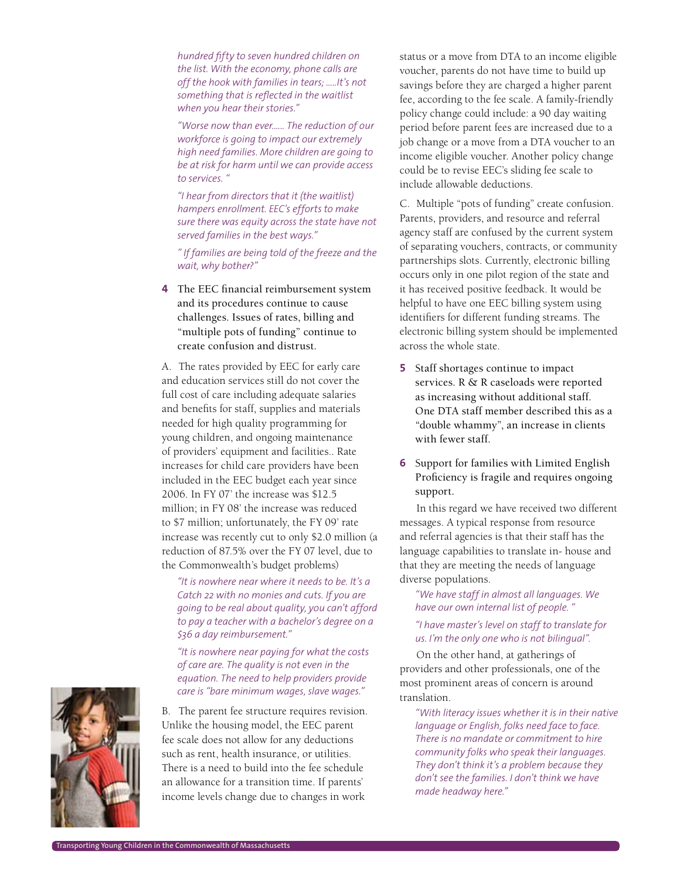*hundred fifty to seven hundred children on the list. With the economy, phone calls are off the hook with families in tears; .....It's not something that is reflected in the waitlist when you hear their stories."*

*"Worse now than ever...... The reduction of our workforce is going to impact our extremely high need families. More children are going to be at risk for harm until we can provide access to services. "*

*"I hear from directors that it (the waitlist) hampers enrollment. EEC's efforts to make sure there was equity across the state have not served families in the best ways."*

*" If families are being told of the freeze and the wait, why bother?"*

**4** The EEC financial reimbursement system and its procedures continue to cause challenges. Issues of rates, billing and "multiple pots of funding" continue to create confusion and distrust.

A. The rates provided by EEC for early care and education services still do not cover the full cost of care including adequate salaries and benefits for staff, supplies and materials needed for high quality programming for young children, and ongoing maintenance of providers' equipment and facilities.. Rate increases for child care providers have been included in the EEC budget each year since 2006. In FY 07' the increase was $12.5 million; in FY 08' the increase was reduced to $7 million; unfortunately, the FY 09' rate increase was recently cut to only $2.0 million (a reduction of 87.5% over the FY 07 level, due to the Commonwealth's budget problems)

*"It is nowhere near where it needs to be. It's a Catch 22 with no monies and cuts. If you are going to be real about quality, you can't afford to pay a teacher with a bachelor's degree on a $36 a day reimbursement."*

*"It is nowhere near paying for what the costs of care are. The quality is not even in the equation. The need to help providers provide care is "bare minimum wages, slave wages."*

B. The parent fee structure requires revision. Unlike the housing model, the EEC parent fee scale does not allow for any deductions such as rent, health insurance, or utilities. There is a need to build into the fee schedule an allowance for a transition time. If parents' income levels change due to changes in work status or a move from DTA to an income eligible voucher, parents do not have time to build up savings before they are charged a higher parent fee, according to the fee scale. A family-friendly policy change could include: a 90 day waiting period before parent fees are increased due to a job change or a move from a DTA voucher to an income eligible voucher. Another policy change could be to revise EEC's sliding fee scale to include allowable deductions.

C. Multiple "pots of funding" create confusion. Parents, providers, and resource and referral agency staff are confused by the current system of separating vouchers, contracts, or community partnerships slots. Currently, electronic billing occurs only in one pilot region of the state and it has received positive feedback. It would be helpful to have one EEC billing system using identifiers for different funding streams. The electronic billing system should be implemented across the whole state.

**5** Staff shortages continue to impact services. R & R caseloads were reported as increasing without additional staff. One DTA staff member described this as a "double whammy", an increase in clients with fewer staff.

**6** Support for families with Limited English Proficiency is fragile and requires ongoing support.

In this regard we have received two different messages. A typical response from resource and referral agencies is that their staff has the language capabilities to translate in- house and that they are meeting the needs of language diverse populations.

*"We have staff in almost all languages. We have our own internal list of people. "*

*"I have master's level on staff to translate for us. I'm the only one who is not bilingual".*

On the other hand, at gatherings of providers and other professionals, one of the most prominent areas of concern is around translation.

*"With literacy issues whether it is in their native language or English, folks need face to face. There is no mandate or commitment to hire community folks who speak their languages. They don't think it's a problem because they don't see the families. I don't think we have made headway here."*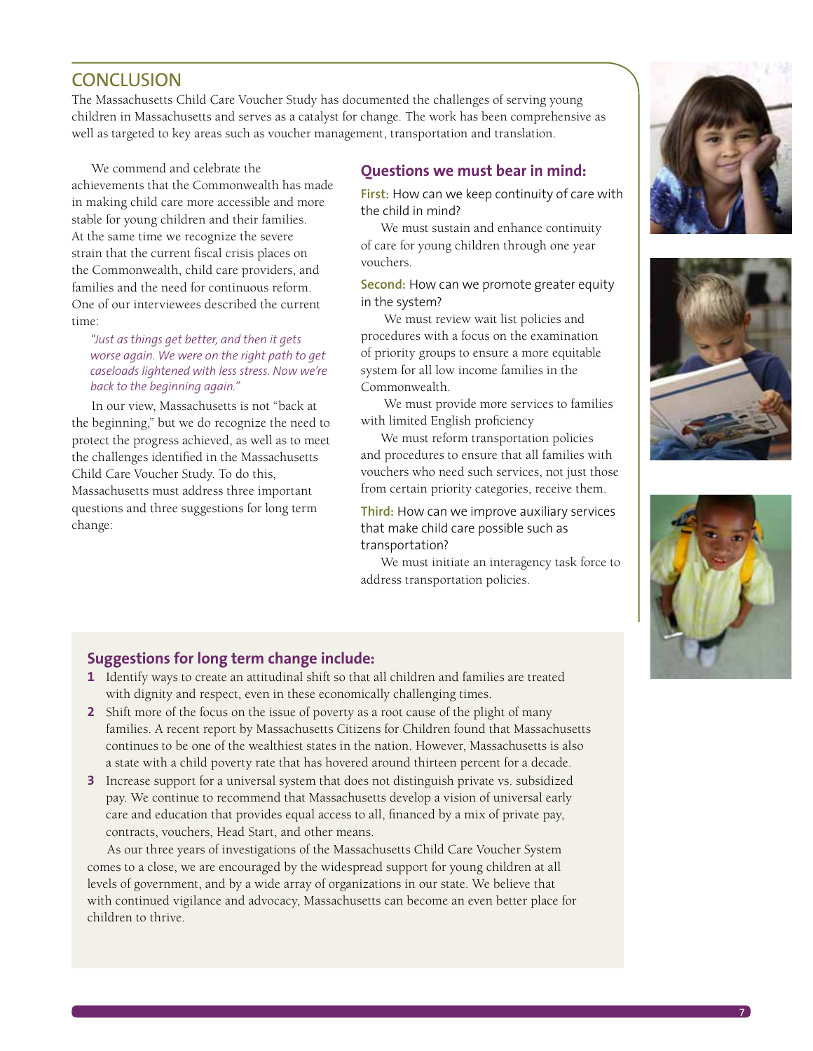# CONCLUSION

The Massachusetts Child Care Voucher Study has documented the challenges of serving young children in Massachusetts and serves as a catalyst for change. The work has been comprehensive as well as targeted to key areas such as voucher management, transportation and translation.

We commend and celebrate the achievements that the Commonwealth has made in making child care more accessible and more stable for young children and their families. At the same time we recognize the severe strain that the current fiscal crisis places on the Commonwealth, child care providers, and families and the need for continuous reform. One of our interviewees described the current time:

> *"Just as things get better, and then it gets worse again. We were on the right path to get caseloads lightened with less stress. Now we're back to the beginning again."*

In our view, Massachusetts is not "back at the beginning," but we do recognize the need to protect the progress achieved, as well as to meet the challenges identified in the Massachusetts Child Care Voucher Study. To do this, Massachusetts must address three important questions and three suggestions for long term change:

## Questions we must bear in mind:

**First:** How can we keep continuity of care with the child in mind?

We must sustain and enhance continuity of care for young children through one year vouchers.

**Second:** How can we promote greater equity in the system?

We must review wait list policies and procedures with a focus on the examination of priority groups to ensure a more equitable system for all low income families in the Commonwealth.

We must provide more services to families with limited English proficiency

We must reform transportation policies and procedures to ensure that all families with vouchers who need such services, not just those from certain priority categories, receive them.

**Third:** How can we improve auxiliary services that make child care possible such as transportation?

We must initiate an interagency task force to address transportation policies.

## Suggestions for long term change include:

1. Identify ways to create an attitudinal shift so that all children and families are treated with dignity and respect, even in these economically challenging times.
2. Shift more of the focus on the issue of poverty as a root cause of the plight of many families. A recent report by Massachusetts Citizens for Children found that Massachusetts continues to be one of the wealthiest states in the nation. However, Massachusetts is also a state with a child poverty rate that has hovered around thirteen percent for a decade.
3. Increase support for a universal system that does not distinguish private vs. subsidized pay. We continue to recommend that Massachusetts develop a vision of universal early care and education that provides equal access to all, financed by a mix of private pay, contracts, vouchers, Head Start, and other means.

As our three years of investigations of the Massachusetts Child Care Voucher System comes to a close, we are encouraged by the widespread support for young children at all levels of government, and by a wide array of organizations in our state. We believe that with continued vigilance and advocacy, Massachusetts can become an even better place for children to thrive.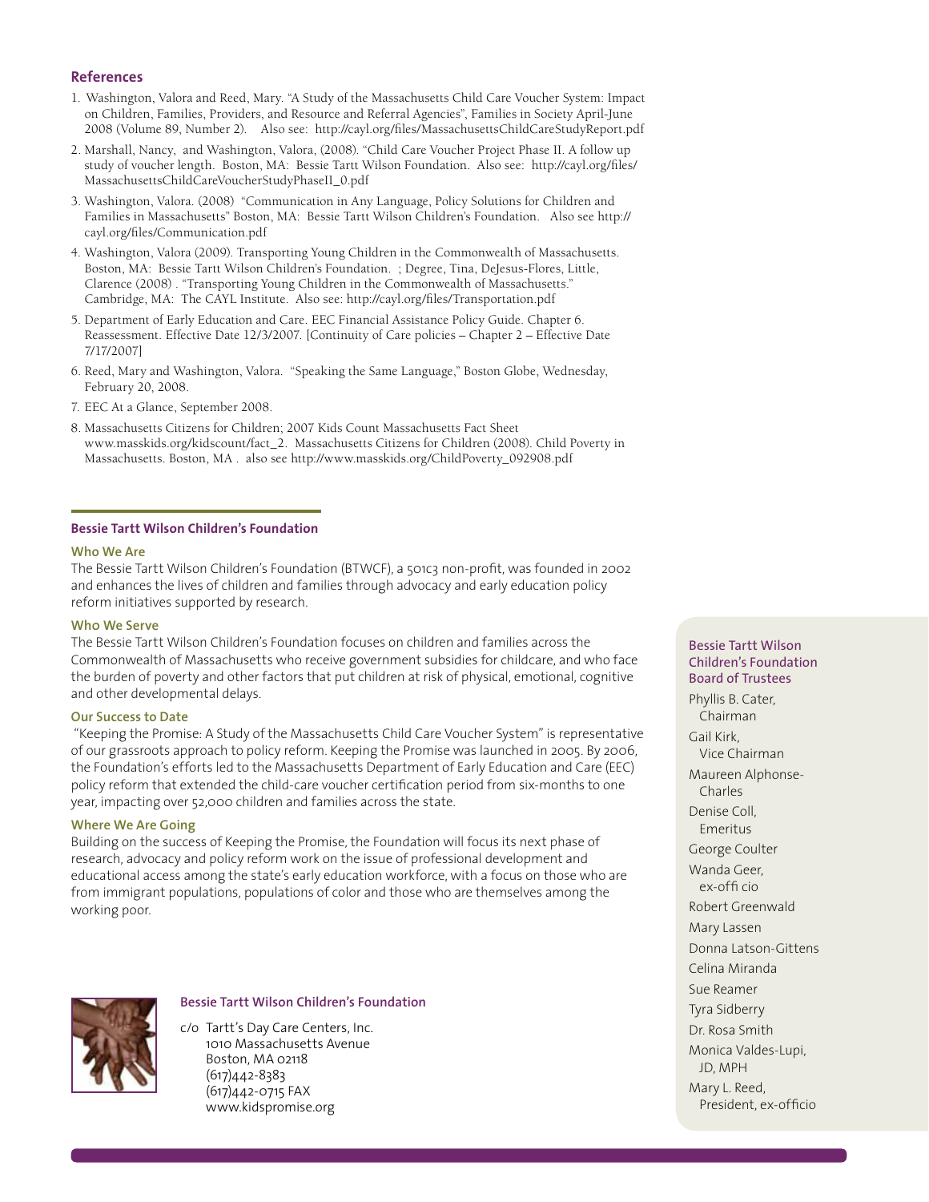## References

1. Washington, Valora and Reed, Mary. "A Study of the Massachusetts Child Care Voucher System: Impact on Children, Families, Providers, and Resource and Referral Agencies", Families in Society April-June 2008 (Volume 89, Number 2). Also see: http://cayl.org/files/MassachusettsChildCareStudyReport.pdf
2. Marshall, Nancy, and Washington, Valora, (2008). "Child Care Voucher Project Phase II. A follow up study of voucher length. Boston, MA: Bessie Tartt Wilson Foundation. Also see: http://cayl.org/files/MassachusettsChildCareVoucherStudyPhaseII_0.pdf
3. Washington, Valora. (2008) "Communication in Any Language, Policy Solutions for Children and Families in Massachusetts" Boston, MA: Bessie Tartt Wilson Children's Foundation. Also see http://cayl.org/files/Communication.pdf
4. Washington, Valora (2009). Transporting Young Children in the Commonwealth of Massachusetts. Boston, MA: Bessie Tartt Wilson Children's Foundation. ; Degree, Tina, DeJesus-Flores, Little, Clarence (2008) . "Transporting Young Children in the Commonwealth of Massachusetts." Cambridge, MA: The CAYL Institute. Also see: http://cayl.org/files/Transportation.pdf
5. Department of Early Education and Care. EEC Financial Assistance Policy Guide. Chapter 6. Reassessment. Effective Date 12/3/2007. [Continuity of Care policies – Chapter 2 – Effective Date 7/17/2007]
6. Reed, Mary and Washington, Valora. "Speaking the Same Language," Boston Globe, Wednesday, February 20, 2008.
7. EEC At a Glance, September 2008.
8. Massachusetts Citizens for Children; 2007 Kids Count Massachusetts Fact Sheet www.masskids.org/kidscount/fact_2. Massachusetts Citizens for Children (2008). Child Poverty in Massachusetts. Boston, MA . also see http://www.masskids.org/ChildPoverty_092908.pdf

## Bessie Tartt Wilson Children's Foundation

### Who We Are

The Bessie Tartt Wilson Children's Foundation (BTWCF), a 501c3 non-profit, was founded in 2002 and enhances the lives of children and families through advocacy and early education policy reform initiatives supported by research.

### Who We Serve

The Bessie Tartt Wilson Children's Foundation focuses on children and families across the Commonwealth of Massachusetts who receive government subsidies for childcare, and who face the burden of poverty and other factors that put children at risk of physical, emotional, cognitive and other developmental delays.

### Our Success to Date

"Keeping the Promise: A Study of the Massachusetts Child Care Voucher System" is representative of our grassroots approach to policy reform. Keeping the Promise was launched in 2005. By 2006, the Foundation's efforts led to the Massachusetts Department of Early Education and Care (EEC) policy reform that extended the child-care voucher certification period from six-months to one year, impacting over 52,000 children and families across the state.

### Where We Are Going

Building on the success of Keeping the Promise, the Foundation will focus its next phase of research, advocacy and policy reform work on the issue of professional development and educational access among the state's early education workforce, with a focus on those who are from immigrant populations, populations of color and those who are themselves among the working poor.

**Bessie Tartt Wilson Children's Foundation**

c/o Tartt's Day Care Centers, Inc.
1010 Massachusetts Avenue
Boston, MA 02118
(617)442-8383
(617)442-0715 FAX
www.kidspromise.org

### Bessie Tartt Wilson Children's Foundation Board of Trustees

Phyllis B. Cater, Chairman

Gail Kirk, Vice Chairman

Maureen Alphonse-Charles

Denise Coll, Emeritus

George Coulter

Wanda Geer, ex-offi cio

Robert Greenwald

Mary Lassen

Donna Latson-Gittens

Celina Miranda

Sue Reamer

Tyra Sidberry

Dr. Rosa Smith

Monica Valdes-Lupi, JD, MPH

Mary L. Reed, President, ex-officio